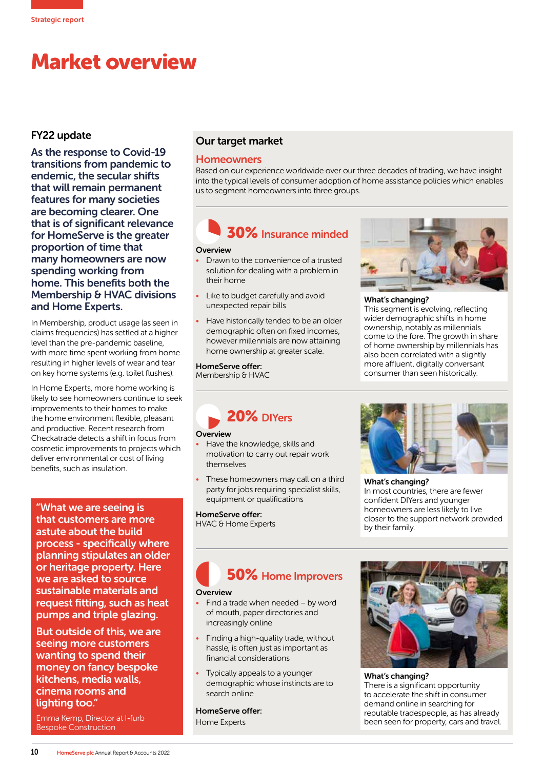# Market overview

## FY22 update

**As the response to Covid-19 transitions from pandemic to endemic, the secular shifts that will remain permanent features for many societies are becoming clearer. One that is of significant relevance for HomeServe is the greater proportion of time that many homeowners are now spending working from home. This benefits both the Membership & HVAC divisions and Home Experts.**

In Membership, product usage (as seen in claims frequencies) has settled at a higher level than the pre-pandemic baseline, with more time spent working from home resulting in higher levels of wear and tear on key home systems (e.g. toilet flushes).

In Home Experts, more home working is likely to see homeowners continue to seek improvements to their homes to make the home environment flexible, pleasant and productive. Recent research from Checkatrade detects a shift in focus from cosmetic improvements to projects which deliver environmental or cost of living benefits, such as insulation.

> **"What we are seeing is that customers are more astute about the build process - specifically where planning stipulates an older or heritage property. Here we are asked to source sustainable materials and request fitting, such as heat pumps and triple glazing.**
>
> **But outside of this, we are seeing more customers wanting to spend their money on fancy bespoke kitchens, media walls, cinema rooms and lighting too."**
>
> Emma Kemp, Director at I-furb Bespoke Construction

## Our target market

### Homeowners

Based on our experience worldwide over our three decades of trading, we have insight into the typical levels of consumer adoption of home assistance policies which enables us to segment homeowners into three groups.

### 30% Insurance minded

**Overview**

- Drawn to the convenience of a trusted solution for dealing with a problem in their home
- Like to budget carefully and avoid unexpected repair bills
- Have historically tended to be an older demographic often on fixed incomes, however millennials are now attaining home ownership at greater scale.

**HomeServe offer:**
Membership & HVAC

**What's changing?**
This segment is evolving, reflecting wider demographic shifts in home ownership, notably as millennials come to the fore. The growth in share of home ownership by millennials has also been correlated with a slightly more affluent, digitally conversant consumer than seen historically.

### 20% DIYers

**Overview**

- Have the knowledge, skills and motivation to carry out repair work themselves
- These homeowners may call on a third party for jobs requiring specialist skills, equipment or qualifications

**HomeServe offer:**
HVAC & Home Experts

**What's changing?**
In most countries, there are fewer confident DIYers and younger homeowners are less likely to live closer to the support network provided by their family.

### 50% Home Improvers

**Overview**

- Find a trade when needed – by word of mouth, paper directories and increasingly online
- Finding a high-quality trade, without hassle, is often just as important as financial considerations
- Typically appeals to a younger demographic whose instincts are to search online

**HomeServe offer:**
Home Experts

**What's changing?**
There is a significant opportunity to accelerate the shift in consumer demand online in searching for reputable tradespeople, as has already been seen for property, cars and travel.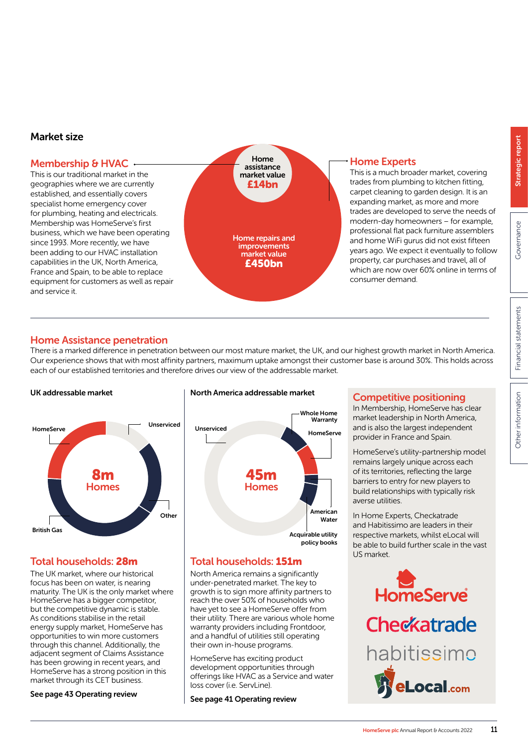## Market size

### Membership & HVAC

This is our traditional market in the geographies where we are currently established, and essentially covers specialist home emergency cover for plumbing, heating and electricals. Membership was HomeServe's first business, which we have been operating since 1993. More recently, we have been adding to our HVAC installation capabilities in the UK, North America, France and Spain, to be able to replace equipment for customers as well as repair and service it.

Home assistance market value
£14bn

Home repairs and improvements market value
£450bn

### Home Experts

This is a much broader market, covering trades from plumbing to kitchen fitting, carpet cleaning to garden design. It is an expanding market, as more and more trades are developed to serve the needs of modern-day homeowners – for example, professional flat pack furniture assemblers and home WiFi gurus did not exist fifteen years ago. We expect it eventually to follow property, car purchases and travel, all of which are now over 60% online in terms of consumer demand.

## Home Assistance penetration

There is a marked difference in penetration between our most mature market, the UK, and our highest growth market in North America. Our experience shows that with most affinity partners, maximum uptake amongst their customer base is around 30%. This holds across each of our established territories and therefore drives our view of the addressable market.

**UK addressable market**

HomeServe
Unserviced
8m
Homes
Other
British Gas

### Total households: 28m

The UK market, where our historical focus has been on water, is nearing maturity. The UK is the only market where HomeServe has a bigger competitor, but the competitive dynamic is stable. As conditions stabilise in the retail energy supply market, HomeServe has opportunities to win more customers through this channel. Additionally, the adjacent segment of Claims Assistance has been growing in recent years, and HomeServe has a strong position in this market through its CET business.

**See page 43 Operating review**

**North America addressable market**

Whole Home Warranty
Unserviced
HomeServe
45m
Homes
American Water
Acquirable utility policy books

### Total households: 151m

North America remains a significantly under-penetrated market. The key to growth is to sign more affinity partners to reach the over 50% of households who have yet to see a HomeServe offer from their utility. There are various whole home warranty providers including Frontdoor, and a handful of utilities still operating their own in-house programs.

HomeServe has exciting product development opportunities through offerings like HVAC as a Service and water loss cover (i.e. ServLine).

**See page 41 Operating review**

### Competitive positioning

In Membership, HomeServe has clear market leadership in North America, and is also the largest independent provider in France and Spain.

HomeServe's utility-partnership model remains largely unique across each of its territories, reflecting the large barriers to entry for new players to build relationships with typically risk averse utilities.

In Home Experts, Checkatrade and Habitissimo are leaders in their respective markets, whilst eLocal will be able to build further scale in the vast US market.

HomeServe
Checkatrade
habitissimo
eLocal.com